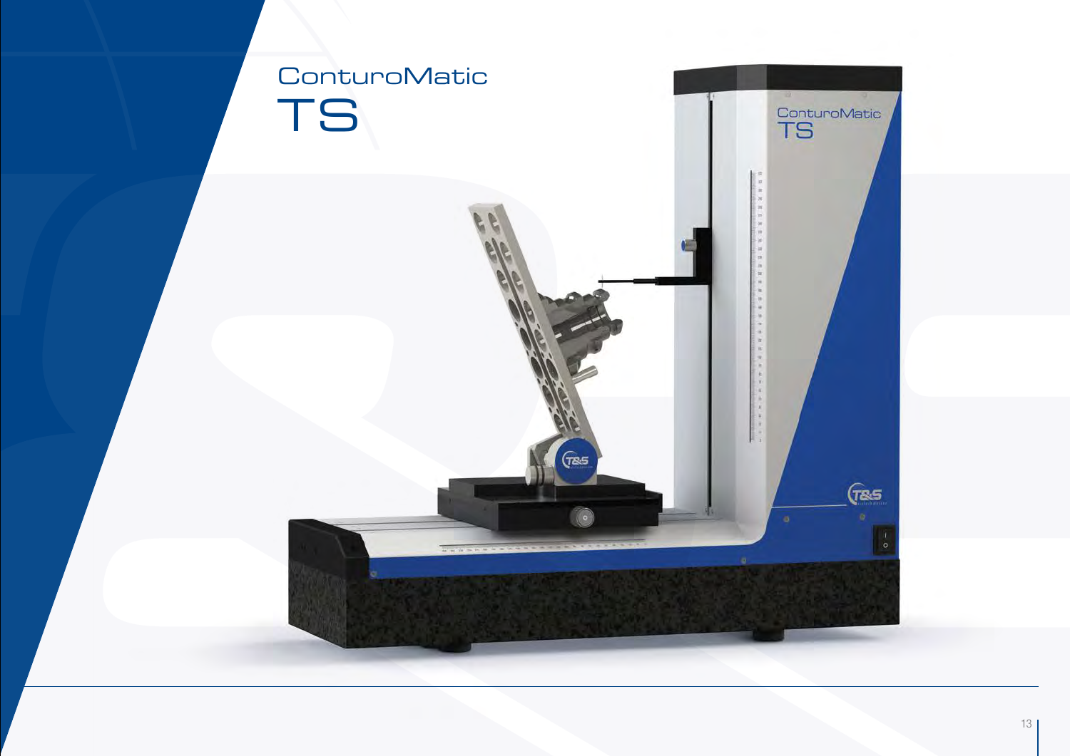# ConturoMatic TS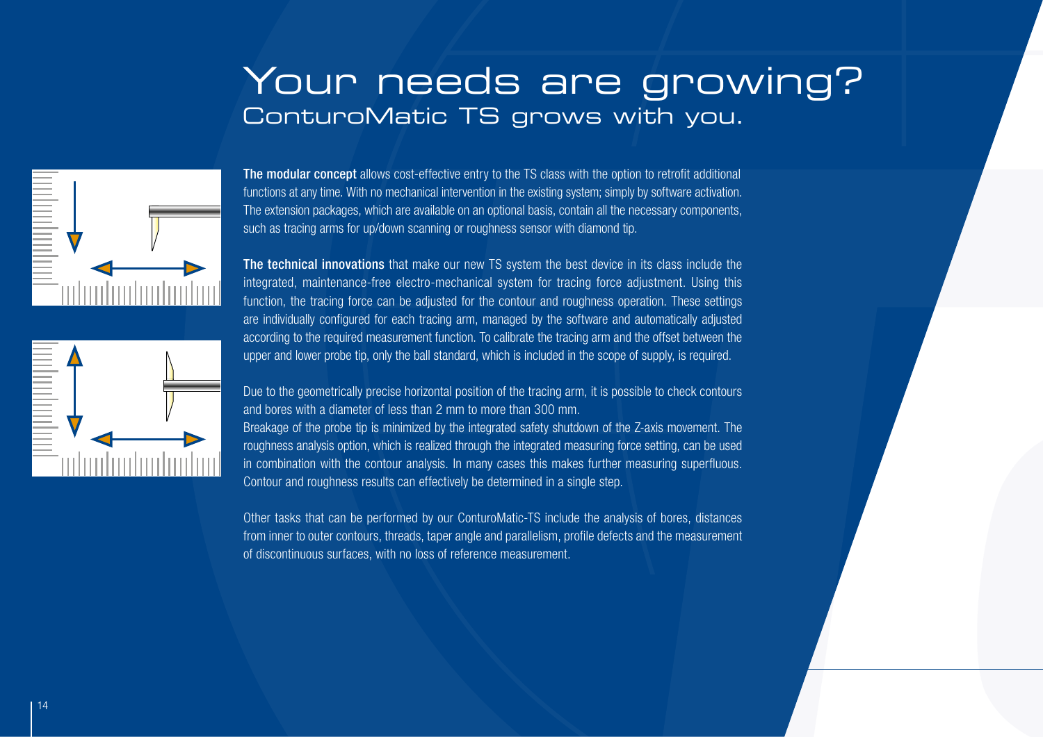# Your needs are growing?
## ConturoMatic TS grows with you.

**The modular concept** allows cost-effective entry to the TS class with the option to retrofit additional functions at any time. With no mechanical intervention in the existing system; simply by software activation. The extension packages, which are available on an optional basis, contain all the necessary components, such as tracing arms for up/down scanning or roughness sensor with diamond tip.

**The technical innovations** that make our new TS system the best device in its class include the integrated, maintenance-free electro-mechanical system for tracing force adjustment. Using this function, the tracing force can be adjusted for the contour and roughness operation. These settings are individually configured for each tracing arm, managed by the software and automatically adjusted according to the required measurement function. To calibrate the tracing arm and the offset between the upper and lower probe tip, only the ball standard, which is included in the scope of supply, is required.

Due to the geometrically precise horizontal position of the tracing arm, it is possible to check contours and bores with a diameter of less than 2 mm to more than 300 mm.
Breakage of the probe tip is minimized by the integrated safety shutdown of the Z-axis movement. The roughness analysis option, which is realized through the integrated measuring force setting, can be used in combination with the contour analysis. In many cases this makes further measuring superfluous. Contour and roughness results can effectively be determined in a single step.

Other tasks that can be performed by our ConturoMatic-TS include the analysis of bores, distances from inner to outer contours, threads, taper angle and parallelism, profile defects and the measurement of discontinuous surfaces, with no loss of reference measurement.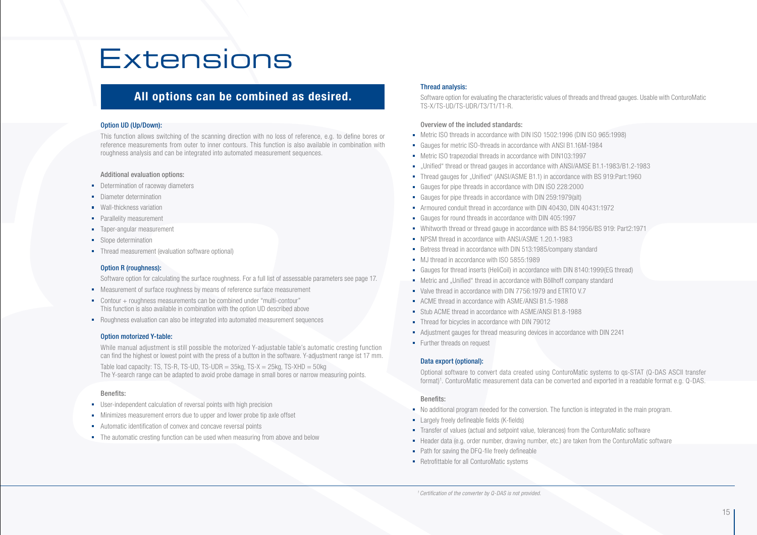# Extensions

## All options can be combined as desired.

### Option UD (Up/Down):

This function allows switching of the scanning direction with no loss of reference, e.g. to define bores or reference measurements from outer to inner contours. This function is also available in combination with roughness analysis and can be integrated into automated measurement sequences.

**Additional evaluation options:**

- Determination of raceway diameters
- Diameter determination
- Wall-thickness variation
- Parallelity measurement
- Taper-angular measurement
- Slope determination
- Thread measurement (evaluation software optional)

### Option R (roughness):

Software option for calculating the surface roughness. For a full list of assessable parameters see page 17.

- Measurement of surface roughness by means of reference surface measurement
- Contour + roughness measurements can be combined under "multi-contour"
  This function is also available in combination with the option UD described above
- Roughness evaluation can also be integrated into automated measurement sequences

### Option motorized Y-table:

While manual adjustment is still possible the motorized Y-adjustable table's automatic cresting function can find the highest or lowest point with the press of a button in the software. Y-adjustment range ist 17 mm.

Table load capacity: TS, TS-R, TS-UD, TS-UDR = 35kg, TS-X = 25kg, TS-XHD = 50kg
The Y-search range can be adapted to avoid probe damage in small bores or narrow measuring points.

**Benefits:**

- User-independent calculation of reversal points with high precision
- Minimizes measurement errors due to upper and lower probe tip axle offset
- Automatic identification of convex and concave reversal points
- The automatic cresting function can be used when measuring from above and below

### Thread analysis:

Software option for evaluating the characteristic values of threads and thread gauges. Usable with ConturoMatic TS-X/TS-UD/TS-UDR/T3/T1/T1-R.

**Overview of the included standards:**

- Metric ISO threads in accordance with DIN ISO 1502:1996 (DIN ISO 965:1998)
- Gauges for metric ISO-threads in accordance with ANSI B1.16M-1984
- Metric ISO trapezodial threads in accordance with DIN103:1997
- „Unified" thread or thread gauges in accordance with ANSI/AMSE B1.1-1983/B1.2-1983
- Thread gauges for „Unified" (ANSI/ASME B1.1) in accordance with BS 919:Part:1960
- Gauges for pipe threads in accordance with DIN ISO 228:2000
- Gauges for pipe threads in accordance with DIN 259:1979(alt)
- Armoured conduit thread in accordance with DIN 40430, DIN 40431:1972
- Gauges for round threads in accordance with DIN 405:1997
- Whitworth thread or thread gauge in accordance with BS 84:1956/BS 919: Part2:1971
- NPSM thread in accordance with ANSI/ASME 1.20.1-1983
- Betress thread in accordance with DIN 513:1985/company standard
- MJ thread in accordance with ISO 5855:1989
- Gauges for thread inserts (HeliCoil) in accordance with DIN 8140:1999(EG thread)
- Metric and „Unified" thread in accordance with Böllhoff company standard
- Valve thread in accordance with DIN 7756:1979 and ETRTO V.7
- ACME thread in accordance with ASME/ANSI B1.5-1988
- Stub ACME thread in accordance with ASME/ANSI B1.8-1988
- Thread for bicycles in accordance with DIN 79012
- Adjustment gauges for thread measuring devices in accordance with DIN 2241
- Further threads on request

### Data export (optional):

Optional software to convert data created using ConturoMatic systems to qs-STAT (Q-DAS ASCII transfer format)[1]. ConturoMatic measurement data can be converted and exported in a readable format e.g. Q-DAS.

**Benefits:**

- No additional program needed for the conversion. The function is integrated in the main program.
- Largely freely defineable fields (K-fields)
- Transfer of values (actual and setpoint value, tolerances) from the ConturoMatic software
- Header data (e.g. order number, drawing number, etc.) are taken from the ConturoMatic software
- Path for saving the DFQ-file freely defineable
- Retrofittable for all ConturoMatic systems

*[1] Certification of the converter by Q-DAS is not provided.*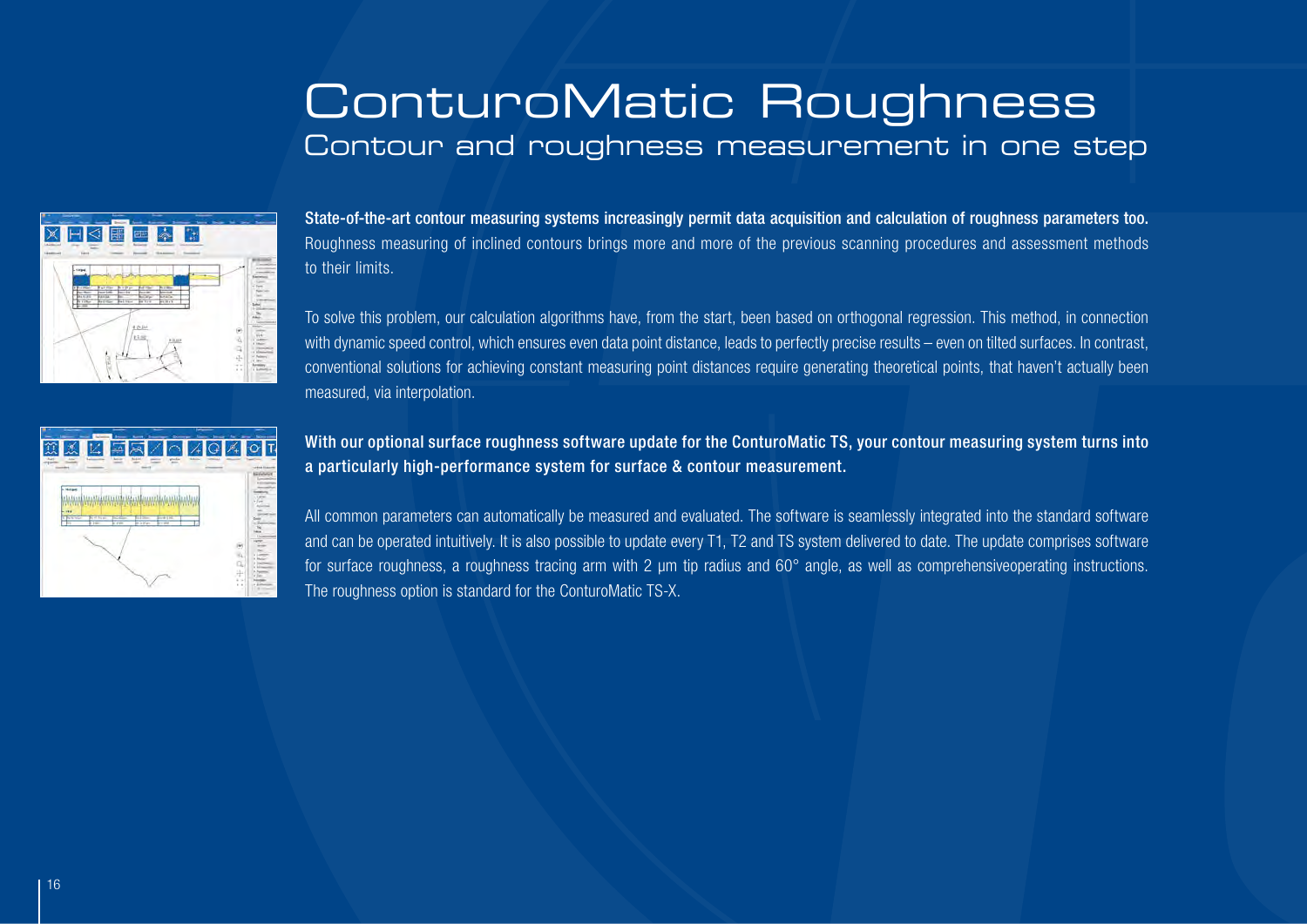# ConturoMatic Roughness

## Contour and roughness measurement in one step

**State-of-the-art contour measuring systems increasingly permit data acquisition and calculation of roughness parameters too.** Roughness measuring of inclined contours brings more and more of the previous scanning procedures and assessment methods to their limits.

To solve this problem, our calculation algorithms have, from the start, been based on orthogonal regression. This method, in connection with dynamic speed control, which ensures even data point distance, leads to perfectly precise results – even on tilted surfaces. In contrast, conventional solutions for achieving constant measuring point distances require generating theoretical points, that haven't actually been measured, via interpolation.

**With our optional surface roughness software update for the ConturoMatic TS, your contour measuring system turns into a particularly high-performance system for surface & contour measurement.**

All common parameters can automatically be measured and evaluated. The software is seamlessly integrated into the standard software and can be operated intuitively. It is also possible to update every T1, T2 and TS system delivered to date. The update comprises software for surface roughness, a roughness tracing arm with 2 µm tip radius and 60° angle, as well as comprehensiveoperating instructions. The roughness option is standard for the ConturoMatic TS-X.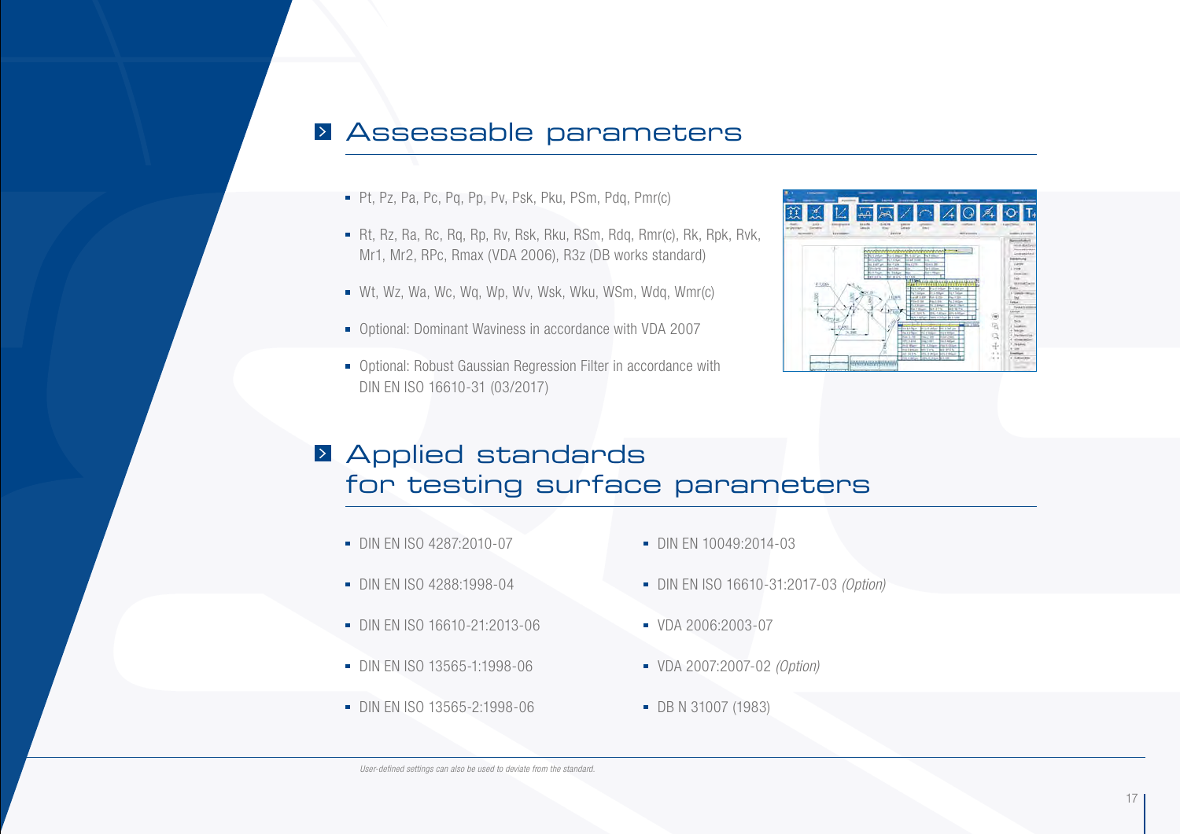## Assessable parameters

- Pt, Pz, Pa, Pc, Pq, Pp, Pv, Psk, Pku, PSm, Pdq, Pmr(c)
- Rt, Rz, Ra, Rc, Rq, Rp, Rv, Rsk, Rku, RSm, Rdq, Rmr(c), Rk, Rpk, Rvk, Mr1, Mr2, RPc, Rmax (VDA 2006), R3z (DB works standard)
- Wt, Wz, Wa, Wc, Wq, Wp, Wv, Wsk, Wku, WSm, Wdq, Wmr(c)
- Optional: Dominant Waviness in accordance with VDA 2007
- Optional: Robust Gaussian Regression Filter in accordance with DIN EN ISO 16610-31 (03/2017)

## Applied standards for testing surface parameters

- DIN EN ISO 4287:2010-07
- DIN EN ISO 4288:1998-04
- DIN EN ISO 16610-21:2013-06
- DIN EN ISO 13565-1:1998-06
- DIN EN ISO 13565-2:1998-06
- DIN EN 10049:2014-03
- DIN EN ISO 16610-31:2017-03 *(Option)*
- VDA 2006:2003-07
- VDA 2007:2007-02 *(Option)*
- DB N 31007 (1983)

*User-defined settings can also be used to deviate from the standard.*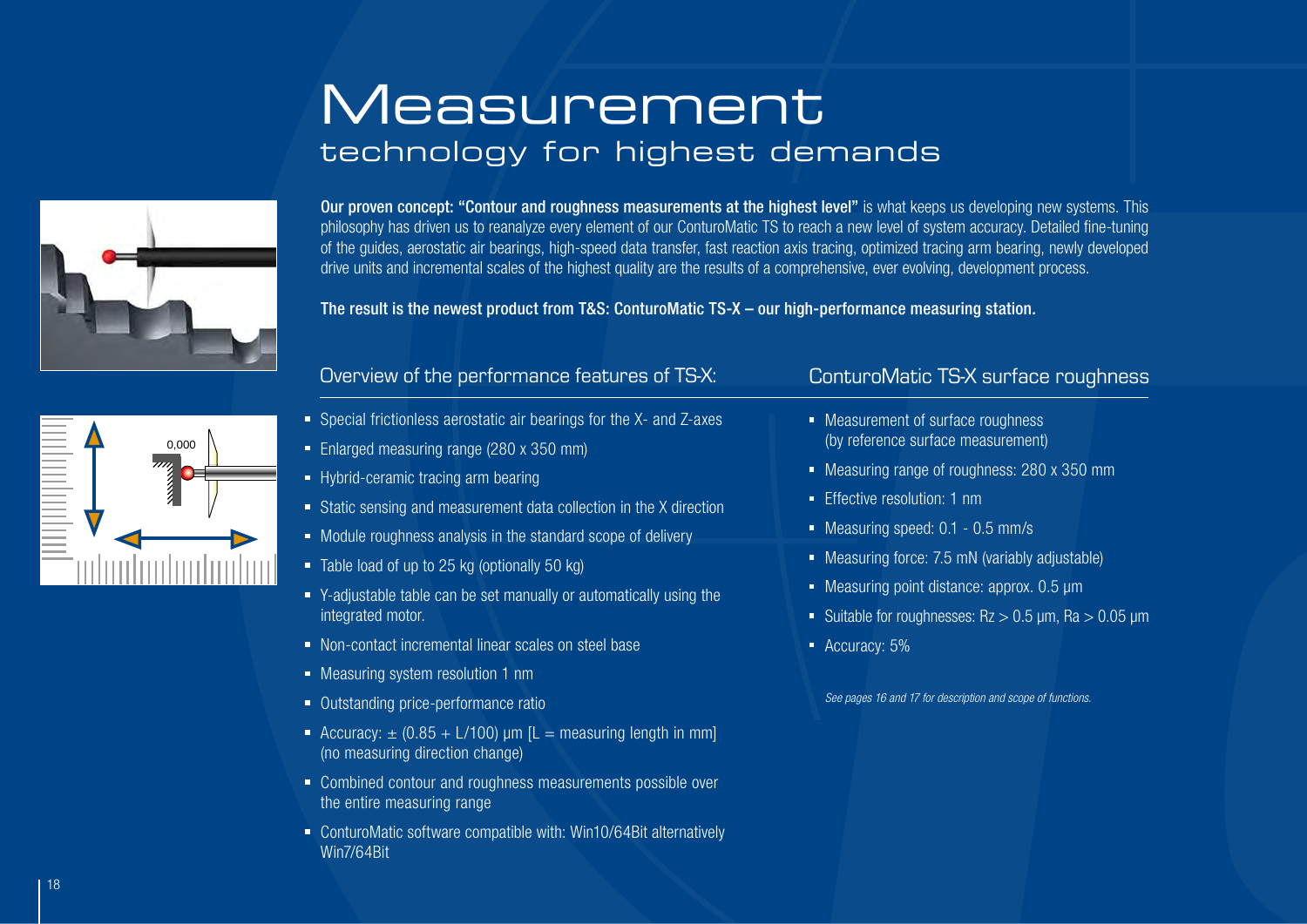# Measurement

## technology for highest demands

**Our proven concept: "Contour and roughness measurements at the highest level"** is what keeps us developing new systems. This philosophy has driven us to reanalyze every element of our ConturoMatic TS to reach a new level of system accuracy. Detailed fine-tuning of the guides, aerostatic air bearings, high-speed data transfer, fast reaction axis tracing, optimized tracing arm bearing, newly developed drive units and incremental scales of the highest quality are the results of a comprehensive, ever evolving, development process.

**The result is the newest product from T&S: ConturoMatic TS-X – our high-performance measuring station.**

### Overview of the performance features of TS-X:

- Special frictionless aerostatic air bearings for the X- and Z-axes
- Enlarged measuring range (280 x 350 mm)
- Hybrid-ceramic tracing arm bearing
- Static sensing and measurement data collection in the X direction
- Module roughness analysis in the standard scope of delivery
- Table load of up to 25 kg (optionally 50 kg)
- Y-adjustable table can be set manually or automatically using the integrated motor.
- Non-contact incremental linear scales on steel base
- Measuring system resolution 1 nm
- Outstanding price-performance ratio
- Accuracy: ± (0.85 + L/100) µm [L = measuring length in mm] (no measuring direction change)
- Combined contour and roughness measurements possible over the entire measuring range
- ConturoMatic software compatible with: Win10/64Bit alternatively Win7/64Bit

### ConturoMatic TS-X surface roughness

- Measurement of surface roughness (by reference surface measurement)
- Measuring range of roughness: 280 x 350 mm
- Effective resolution: 1 nm
- Measuring speed: 0.1 - 0.5 mm/s
- Measuring force: 7.5 mN (variably adjustable)
- Measuring point distance: approx. 0.5 µm
- Suitable for roughnesses: Rz > 0.5 µm, Ra > 0.05 µm
- Accuracy: 5%

*See pages 16 and 17 for description and scope of functions.*